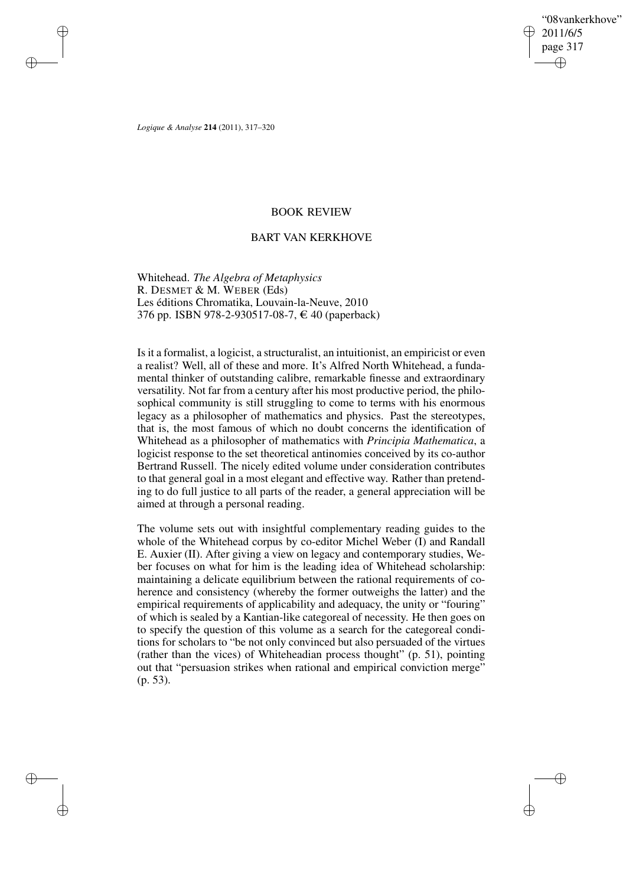# BOOK REVIEW

## BART VAN KERKHOVE

Whitehead. *The Algebra of Metaphysics*
R. DESMET & M. WEBER (Eds)
Les éditions Chromatika, Louvain-la-Neuve, 2010
376 pp. ISBN 978-2-930517-08-7, € 40 (paperback)

Is it a formalist, a logicist, a structuralist, an intuitionist, an empiricist or even a realist? Well, all of these and more. It's Alfred North Whitehead, a fundamental thinker of outstanding calibre, remarkable finesse and extraordinary versatility. Not far from a century after his most productive period, the philosophical community is still struggling to come to terms with his enormous legacy as a philosopher of mathematics and physics. Past the stereotypes, that is, the most famous of which no doubt concerns the identification of Whitehead as a philosopher of mathematics with *Principia Mathematica*, a logicist response to the set theoretical antinomies conceived by its co-author Bertrand Russell. The nicely edited volume under consideration contributes to that general goal in a most elegant and effective way. Rather than pretending to do full justice to all parts of the reader, a general appreciation will be aimed at through a personal reading.

The volume sets out with insightful complementary reading guides to the whole of the Whitehead corpus by co-editor Michel Weber (I) and Randall E. Auxier (II). After giving a view on legacy and contemporary studies, Weber focuses on what for him is the leading idea of Whitehead scholarship: maintaining a delicate equilibrium between the rational requirements of coherence and consistency (whereby the former outweighs the latter) and the empirical requirements of applicability and adequacy, the unity or "fouring" of which is sealed by a Kantian-like categoreal of necessity. He then goes on to specify the question of this volume as a search for the categoreal conditions for scholars to "be not only convinced but also persuaded of the virtues (rather than the vices) of Whiteheadian process thought" (p. 51), pointing out that "persuasion strikes when rational and empirical conviction merge" (p. 53).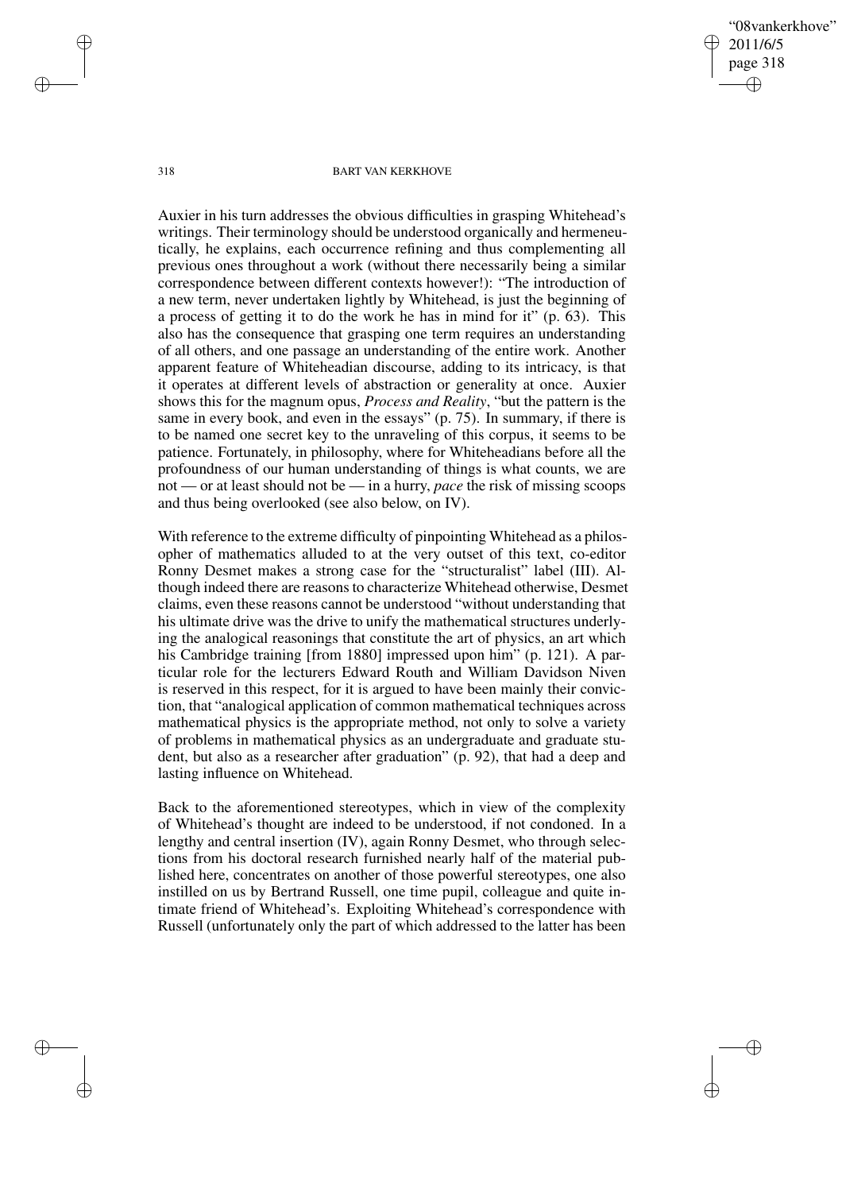Auxier in his turn addresses the obvious difficulties in grasping Whitehead's writings. Their terminology should be understood organically and hermeneutically, he explains, each occurrence refining and thus complementing all previous ones throughout a work (without there necessarily being a similar correspondence between different contexts however!): "The introduction of a new term, never undertaken lightly by Whitehead, is just the beginning of a process of getting it to do the work he has in mind for it" (p. 63). This also has the consequence that grasping one term requires an understanding of all others, and one passage an understanding of the entire work. Another apparent feature of Whiteheadian discourse, adding to its intricacy, is that it operates at different levels of abstraction or generality at once. Auxier shows this for the magnum opus, *Process and Reality*, "but the pattern is the same in every book, and even in the essays" (p. 75). In summary, if there is to be named one secret key to the unraveling of this corpus, it seems to be patience. Fortunately, in philosophy, where for Whiteheadians before all the profoundness of our human understanding of things is what counts, we are not — or at least should not be — in a hurry, *pace* the risk of missing scoops and thus being overlooked (see also below, on IV).

With reference to the extreme difficulty of pinpointing Whitehead as a philosopher of mathematics alluded to at the very outset of this text, co-editor Ronny Desmet makes a strong case for the "structuralist" label (III). Although indeed there are reasons to characterize Whitehead otherwise, Desmet claims, even these reasons cannot be understood "without understanding that his ultimate drive was the drive to unify the mathematical structures underlying the analogical reasonings that constitute the art of physics, an art which his Cambridge training [from 1880] impressed upon him" (p. 121). A particular role for the lecturers Edward Routh and William Davidson Niven is reserved in this respect, for it is argued to have been mainly their conviction, that "analogical application of common mathematical techniques across mathematical physics is the appropriate method, not only to solve a variety of problems in mathematical physics as an undergraduate and graduate student, but also as a researcher after graduation" (p. 92), that had a deep and lasting influence on Whitehead.

Back to the aforementioned stereotypes, which in view of the complexity of Whitehead's thought are indeed to be understood, if not condoned. In a lengthy and central insertion (IV), again Ronny Desmet, who through selections from his doctoral research furnished nearly half of the material published here, concentrates on another of those powerful stereotypes, one also instilled on us by Bertrand Russell, one time pupil, colleague and quite intimate friend of Whitehead's. Exploiting Whitehead's correspondence with Russell (unfortunately only the part of which addressed to the latter has been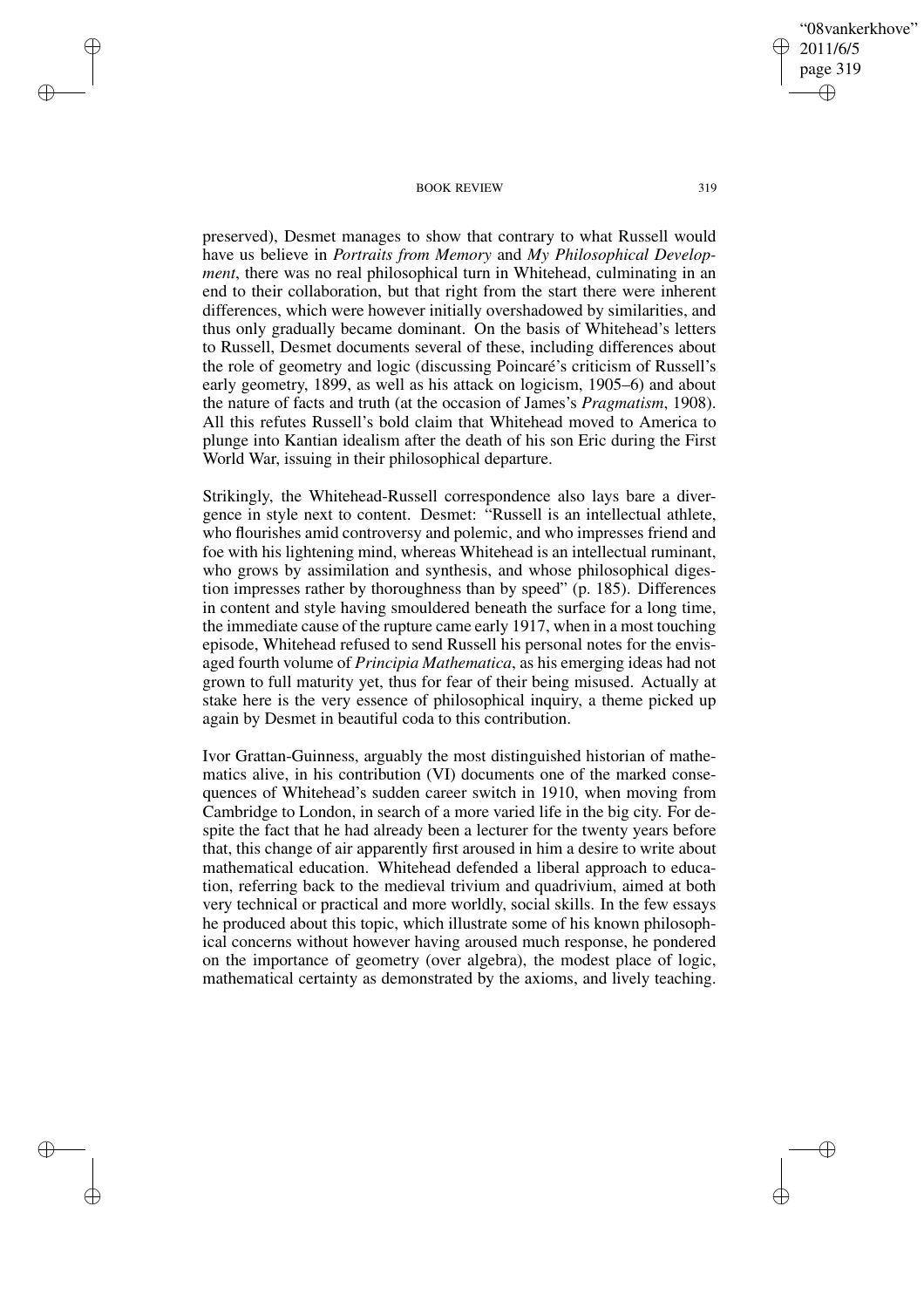preserved), Desmet manages to show that contrary to what Russell would have us believe in *Portraits from Memory* and *My Philosophical Development*, there was no real philosophical turn in Whitehead, culminating in an end to their collaboration, but that right from the start there were inherent differences, which were however initially overshadowed by similarities, and thus only gradually became dominant. On the basis of Whitehead's letters to Russell, Desmet documents several of these, including differences about the role of geometry and logic (discussing Poincaré's criticism of Russell's early geometry, 1899, as well as his attack on logicism, 1905–6) and about the nature of facts and truth (at the occasion of James's *Pragmatism*, 1908). All this refutes Russell's bold claim that Whitehead moved to America to plunge into Kantian idealism after the death of his son Eric during the First World War, issuing in their philosophical departure.

Strikingly, the Whitehead-Russell correspondence also lays bare a divergence in style next to content. Desmet: "Russell is an intellectual athlete, who flourishes amid controversy and polemic, and who impresses friend and foe with his lightening mind, whereas Whitehead is an intellectual ruminant, who grows by assimilation and synthesis, and whose philosophical digestion impresses rather by thoroughness than by speed" (p. 185). Differences in content and style having smouldered beneath the surface for a long time, the immediate cause of the rupture came early 1917, when in a most touching episode, Whitehead refused to send Russell his personal notes for the envisaged fourth volume of *Principia Mathematica*, as his emerging ideas had not grown to full maturity yet, thus for fear of their being misused. Actually at stake here is the very essence of philosophical inquiry, a theme picked up again by Desmet in beautiful coda to this contribution.

Ivor Grattan-Guinness, arguably the most distinguished historian of mathematics alive, in his contribution (VI) documents one of the marked consequences of Whitehead's sudden career switch in 1910, when moving from Cambridge to London, in search of a more varied life in the big city. For despite the fact that he had already been a lecturer for the twenty years before that, this change of air apparently first aroused in him a desire to write about mathematical education. Whitehead defended a liberal approach to education, referring back to the medieval trivium and quadrivium, aimed at both very technical or practical and more worldly, social skills. In the few essays he produced about this topic, which illustrate some of his known philosophical concerns without however having aroused much response, he pondered on the importance of geometry (over algebra), the modest place of logic, mathematical certainty as demonstrated by the axioms, and lively teaching.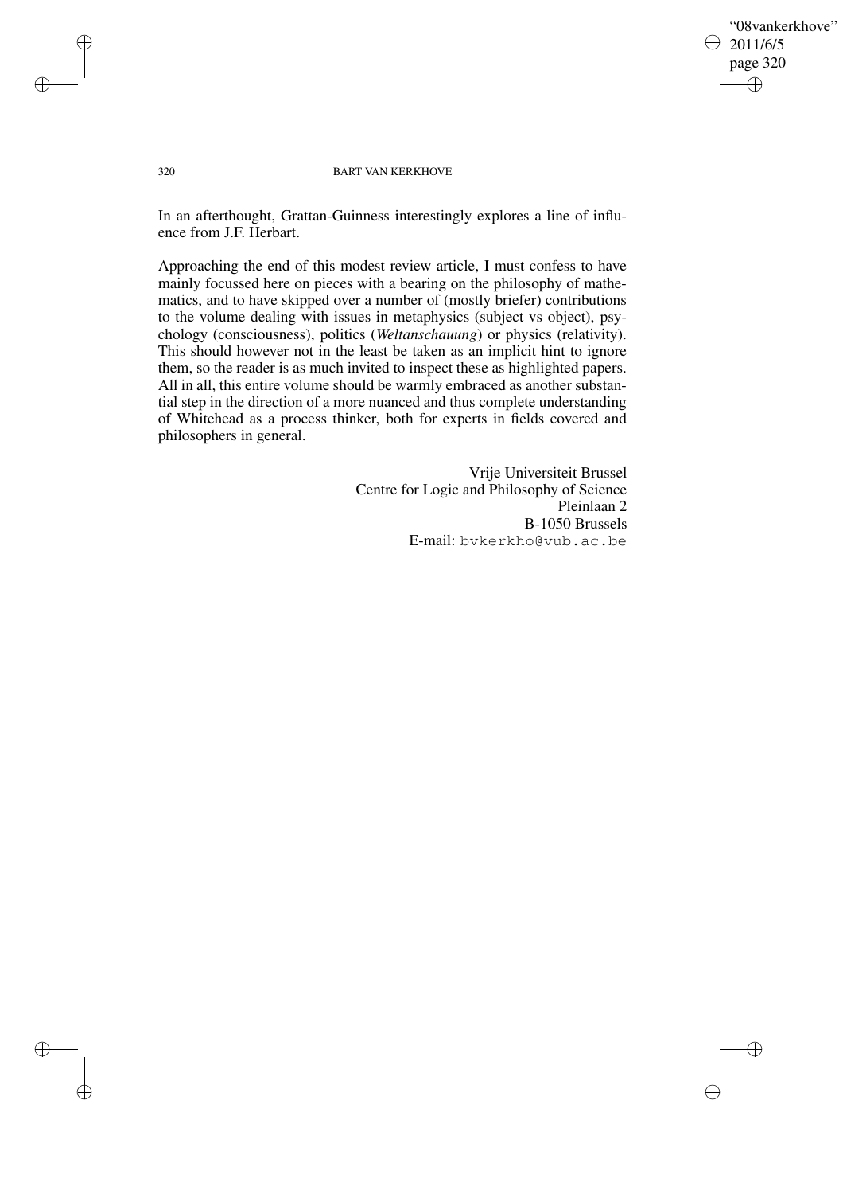In an afterthought, Grattan-Guinness interestingly explores a line of influence from J.F. Herbart.

Approaching the end of this modest review article, I must confess to have mainly focussed here on pieces with a bearing on the philosophy of mathematics, and to have skipped over a number of (mostly briefer) contributions to the volume dealing with issues in metaphysics (subject vs object), psychology (consciousness), politics (*Weltanschauung*) or physics (relativity). This should however not in the least be taken as an implicit hint to ignore them, so the reader is as much invited to inspect these as highlighted papers. All in all, this entire volume should be warmly embraced as another substantial step in the direction of a more nuanced and thus complete understanding of Whitehead as a process thinker, both for experts in fields covered and philosophers in general.

Vrije Universiteit Brussel
Centre for Logic and Philosophy of Science
Pleinlaan 2
B-1050 Brussels
E-mail: bvkerkho@vub.ac.be